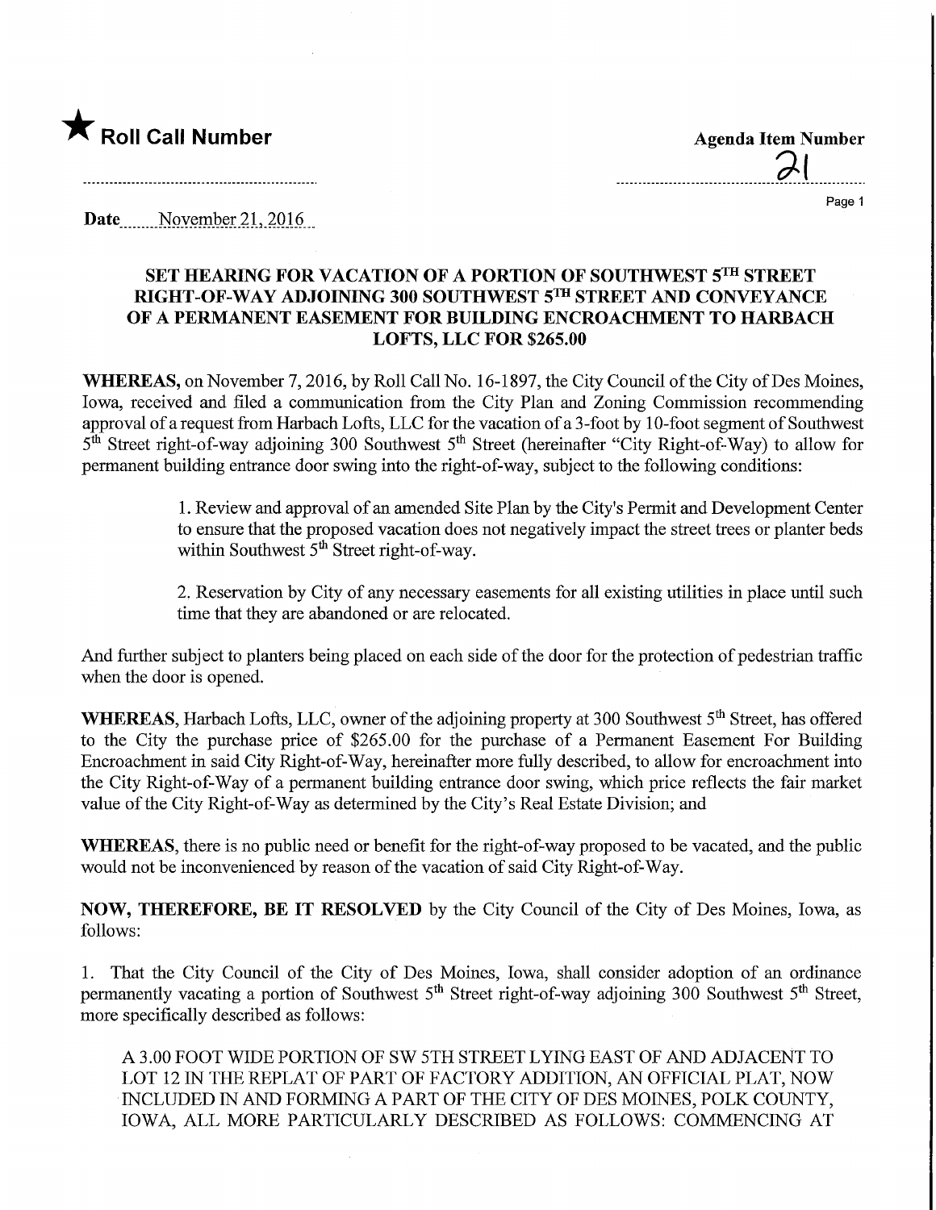★ **Roll Call Number**

**Agenda Item Number**

21

Date November 21, 2016

## SET HEARING FOR VACATION OF A PORTION OF SOUTHWEST 5TH STREET RIGHT-OF-WAY ADJOINING 300 SOUTHWEST 5TH STREET AND CONVEYANCE OF A PERMANENT EASEMENT FOR BUILDING ENCROACHMENT TO HARBACH LOFTS, LLC FOR $265.00

**WHEREAS,** on November 7, 2016, by Roll Call No. 16-1897, the City Council of the City of Des Moines, Iowa, received and filed a communication from the City Plan and Zoning Commission recommending approval of a request from Harbach Lofts, LLC for the vacation of a 3-foot by 10-foot segment of Southwest 5th Street right-of-way adjoining 300 Southwest 5th Street (hereinafter "City Right-of-Way) to allow for permanent building entrance door swing into the right-of-way, subject to the following conditions:

> 1. Review and approval of an amended Site Plan by the City's Permit and Development Center to ensure that the proposed vacation does not negatively impact the street trees or planter beds within Southwest 5th Street right-of-way.
>
> 2. Reservation by City of any necessary easements for all existing utilities in place until such time that they are abandoned or are relocated.

And further subject to planters being placed on each side of the door for the protection of pedestrian traffic when the door is opened.

**WHEREAS,** Harbach Lofts, LLC, owner of the adjoining property at 300 Southwest 5th Street, has offered to the City the purchase price of $265.00 for the purchase of a Permanent Easement For Building Encroachment in said City Right-of-Way, hereinafter more fully described, to allow for encroachment into the City Right-of-Way of a permanent building entrance door swing, which price reflects the fair market value of the City Right-of-Way as determined by the City's Real Estate Division; and

**WHEREAS,** there is no public need or benefit for the right-of-way proposed to be vacated, and the public would not be inconvenienced by reason of the vacation of said City Right-of-Way.

**NOW, THEREFORE, BE IT RESOLVED** by the City Council of the City of Des Moines, Iowa, as follows:

1. That the City Council of the City of Des Moines, Iowa, shall consider adoption of an ordinance permanently vacating a portion of Southwest 5th Street right-of-way adjoining 300 Southwest 5th Street, more specifically described as follows:

A 3.00 FOOT WIDE PORTION OF SW 5TH STREET LYING EAST OF AND ADJACENT TO LOT 12 IN THE REPLAT OF PART OF FACTORY ADDITION, AN OFFICIAL PLAT, NOW INCLUDED IN AND FORMING A PART OF THE CITY OF DES MOINES, POLK COUNTY, IOWA, ALL MORE PARTICULARLY DESCRIBED AS FOLLOWS: COMMENCING AT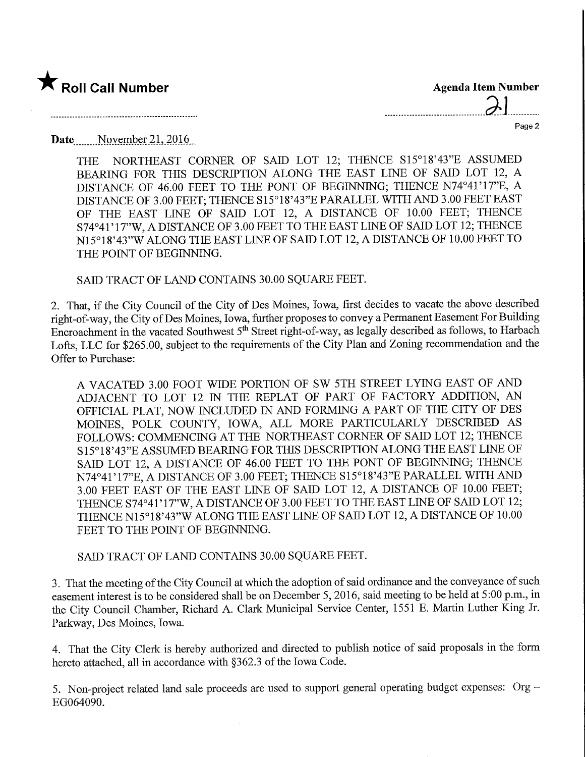★ **Roll Call Number**

**Agenda Item Number**

21

**Date** November 21, 2016

THE NORTHEAST CORNER OF SAID LOT 12; THENCE S15°18'43"E ASSUMED BEARING FOR THIS DESCRIPTION ALONG THE EAST LINE OF SAID LOT 12, A DISTANCE OF 46.00 FEET TO THE PONT OF BEGINNING; THENCE N74°41'17"E, A DISTANCE OF 3.00 FEET; THENCE S15°18'43"E PARALLEL WITH AND 3.00 FEET EAST OF THE EAST LINE OF SAID LOT 12, A DISTANCE OF 10.00 FEET; THENCE S74°41'17"W, A DISTANCE OF 3.00 FEET TO THE EAST LINE OF SAID LOT 12; THENCE N15°18'43"W ALONG THE EAST LINE OF SAID LOT 12, A DISTANCE OF 10.00 FEET TO THE POINT OF BEGINNING.

SAID TRACT OF LAND CONTAINS 30.00 SQUARE FEET.

2. That, if the City Council of the City of Des Moines, Iowa, first decides to vacate the above described right-of-way, the City of Des Moines, Iowa, further proposes to convey a Permanent Easement For Building Encroachment in the vacated Southwest 5th Street right-of-way, as legally described as follows, to Harbach Lofts, LLC for $265.00, subject to the requirements of the City Plan and Zoning recommendation and the Offer to Purchase:

A VACATED 3.00 FOOT WIDE PORTION OF SW 5TH STREET LYING EAST OF AND ADJACENT TO LOT 12 IN THE REPLAT OF PART OF FACTORY ADDITION, AN OFFICIAL PLAT, NOW INCLUDED IN AND FORMING A PART OF THE CITY OF DES MOINES, POLK COUNTY, IOWA, ALL MORE PARTICULARLY DESCRIBED AS FOLLOWS: COMMENCING AT THE NORTHEAST CORNER OF SAID LOT 12; THENCE S15°18'43"E ASSUMED BEARING FOR THIS DESCRIPTION ALONG THE EAST LINE OF SAID LOT 12, A DISTANCE OF 46.00 FEET TO THE PONT OF BEGINNING; THENCE N74°41'17"E, A DISTANCE OF 3.00 FEET; THENCE S15°18'43"E PARALLEL WITH AND 3.00 FEET EAST OF THE EAST LINE OF SAID LOT 12, A DISTANCE OF 10.00 FEET; THENCE S74°41'17"W, A DISTANCE OF 3.00 FEET TO THE EAST LINE OF SAID LOT 12; THENCE N15°18'43"W ALONG THE EAST LINE OF SAID LOT 12, A DISTANCE OF 10.00 FEET TO THE POINT OF BEGINNING.

SAID TRACT OF LAND CONTAINS 30.00 SQUARE FEET.

3. That the meeting of the City Council at which the adoption of said ordinance and the conveyance of such easement interest is to be considered shall be on December 5, 2016, said meeting to be held at 5:00 p.m., in the City Council Chamber, Richard A. Clark Municipal Service Center, 1551 E. Martin Luther King Jr. Parkway, Des Moines, Iowa.

4. That the City Clerk is hereby authorized and directed to publish notice of said proposals in the form hereto attached, all in accordance with §362.3 of the Iowa Code.

5. Non-project related land sale proceeds are used to support general operating budget expenses: Org – EG064090.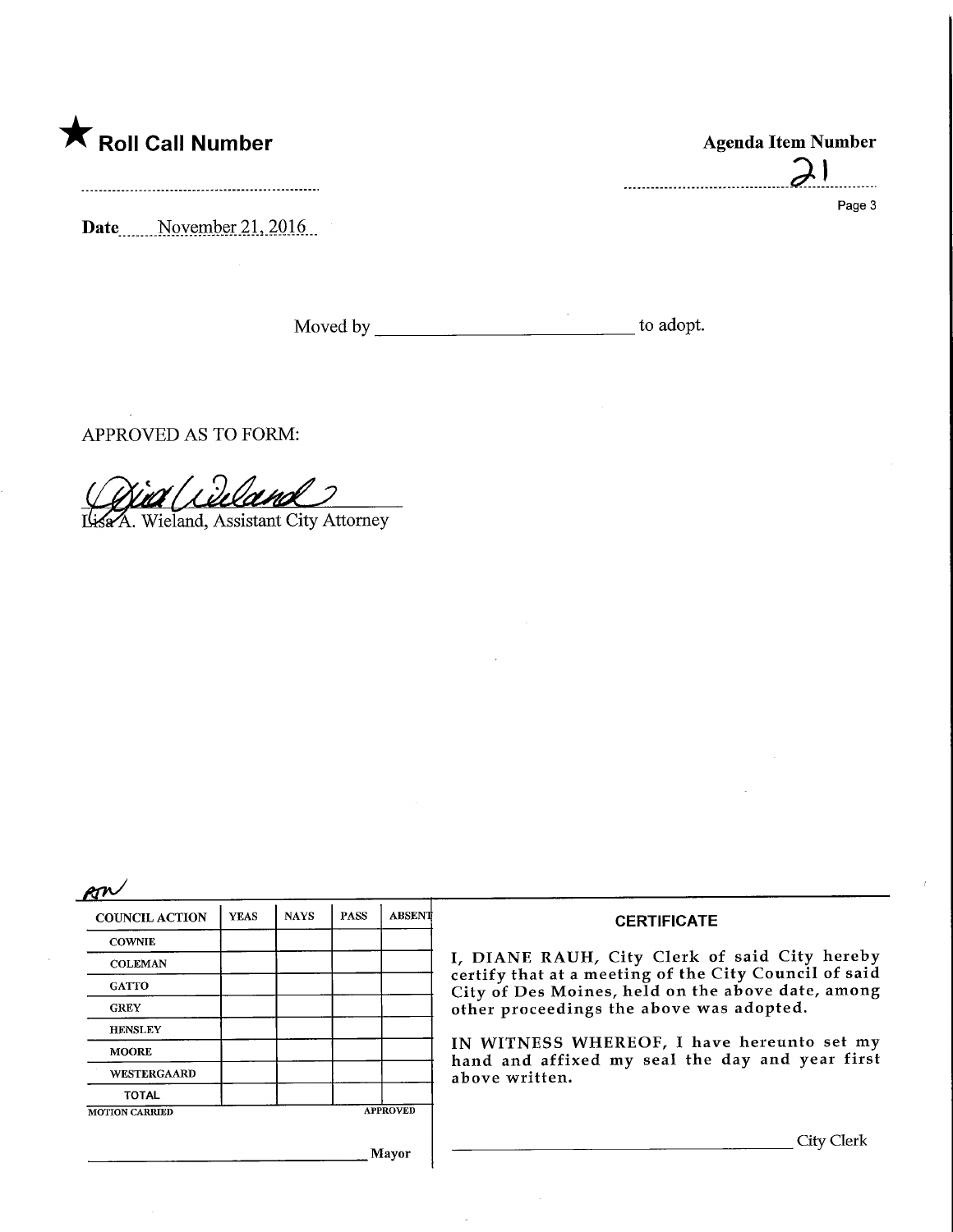★ **Roll Call Number**

**Agenda Item Number**

21

**Date** November 21, 2016

Moved by ____________________________ to adopt.

APPROVED AS TO FORM:

Lisa A. Wieland, Assistant City Attorney

| COUNCIL ACTION | YEAS | NAYS | PASS | ABSENT |
|---|---|---|---|---|
| COWNIE | | | | |
| COLEMAN | | | | |
| GATTO | | | | |
| GREY | | | | |
| HENSLEY | | | | |
| MOORE | | | | |
| WESTERGAARD | | | | |
| TOTAL | | | | |
| MOTION CARRIED | | | | APPROVED |

______________________________ Mayor

**CERTIFICATE**

I, DIANE RAUH, City Clerk of said City hereby certify that at a meeting of the City Council of said City of Des Moines, held on the above date, among other proceedings the above was adopted.

IN WITNESS WHEREOF, I have hereunto set my hand and affixed my seal the day and year first above written.

______________________________ City Clerk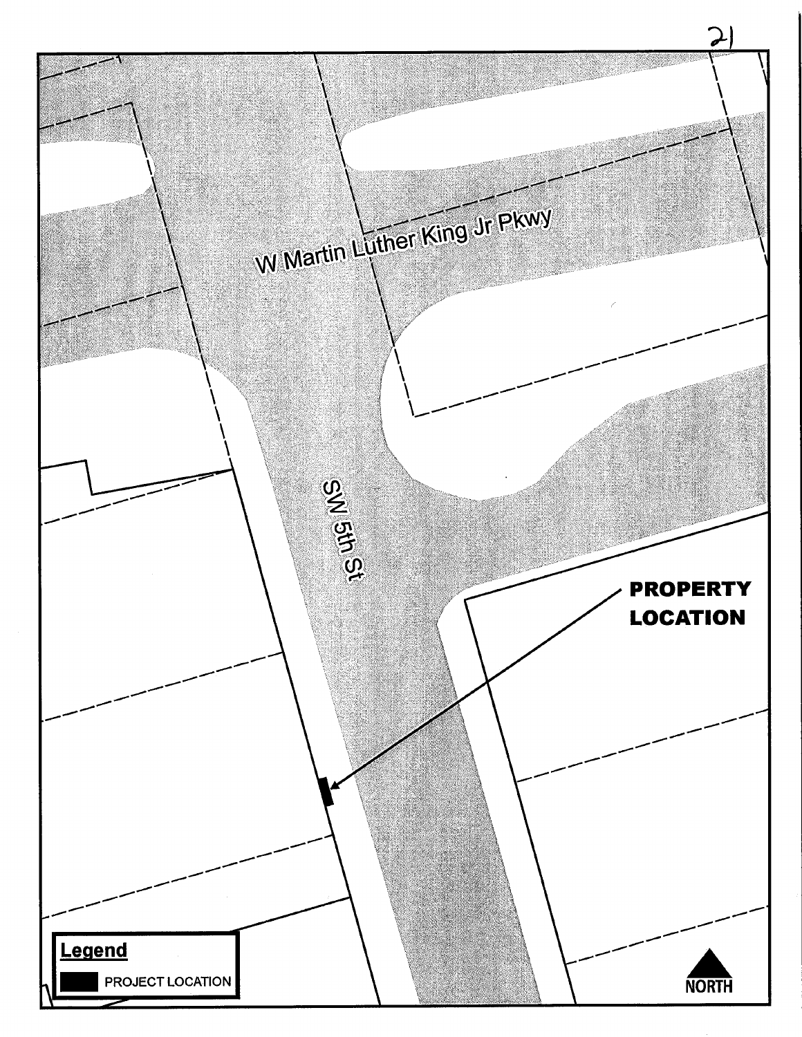W Martin Luther King Jr Pkwy

SW 5th St

**PROPERTY LOCATION**

**Legend**

PROJECT LOCATION

NORTH